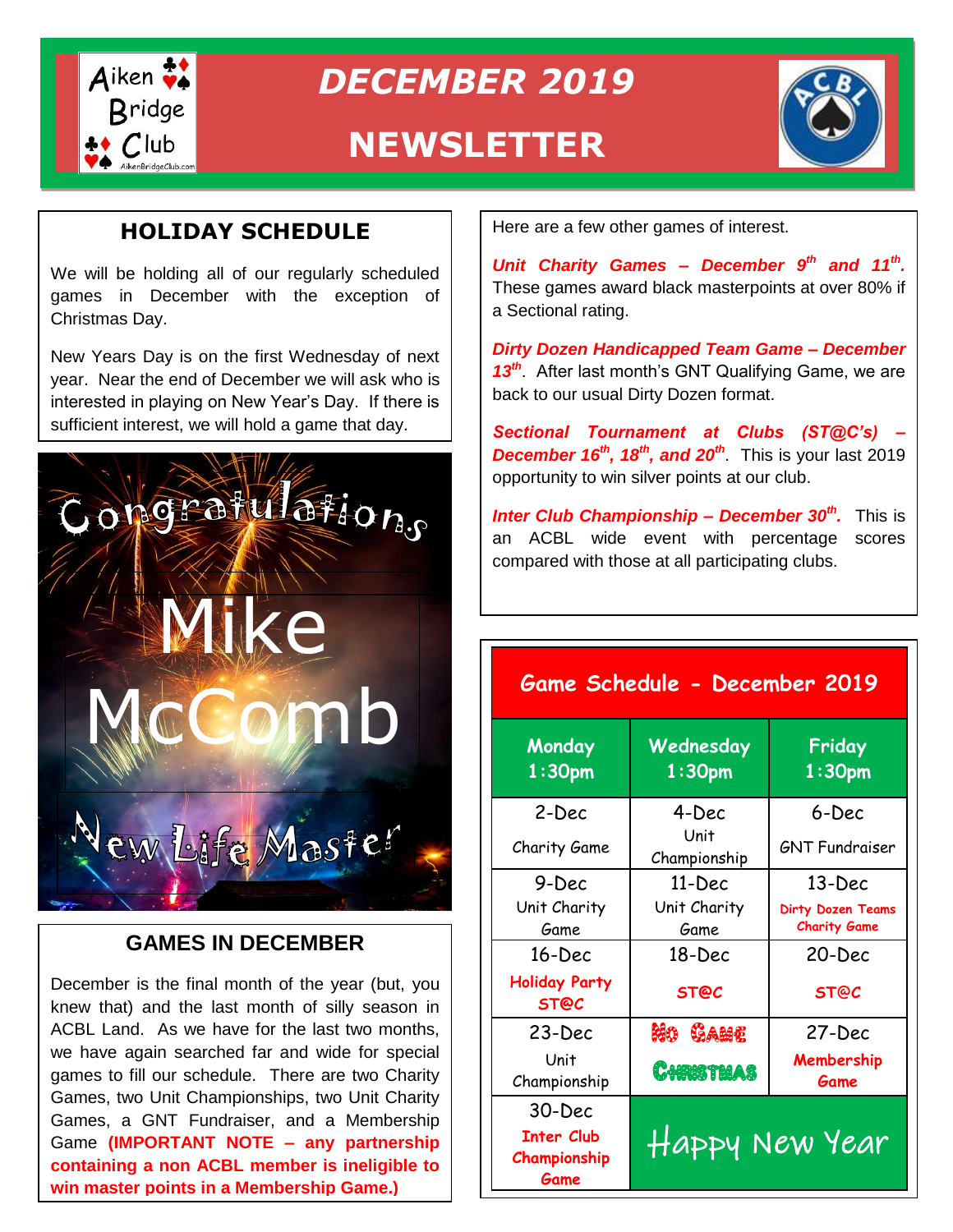# DECEMBER 2019 NEWSLETTER

## HOLIDAY SCHEDULE

We will be holding all of our regularly scheduled games in December with the exception of Christmas Day.

New Years Day is on the first Wednesday of next year. Near the end of December we will ask who is interested in playing on New Year's Day. If there is sufficient interest, we will hold a game that day.

Congratulations

Mike McComb

New Life Master

## GAMES IN DECEMBER

December is the final month of the year (but, you knew that) and the last month of silly season in ACBL Land. As we have for the last two months, we have again searched far and wide for special games to fill our schedule. There are two Charity Games, two Unit Championships, two Unit Charity Games, a GNT Fundraiser, and a Membership Game **(IMPORTANT NOTE – any partnership containing a non ACBL member is ineligible to win master points in a Membership Game.)**

Here are a few other games of interest.

***Unit Charity Games – December 9th and 11th.*** These games award black masterpoints at over 80% if a Sectional rating.

***Dirty Dozen Handicapped Team Game – December 13th.*** After last month's GNT Qualifying Game, we are back to our usual Dirty Dozen format.

***Sectional Tournament at Clubs (ST@C's) – December 16th, 18th, and 20th.*** This is your last 2019 opportunity to win silver points at our club.

***Inter Club Championship – December 30th.*** This is an ACBL wide event with percentage scores compared with those at all participating clubs.

## Game Schedule - December 2019

| Monday 1:30pm | Wednesday 1:30pm | Friday 1:30pm |
|---|---|---|
| 2-Dec Charity Game | 4-Dec Unit Championship | 6-Dec GNT Fundraiser |
| 9-Dec Unit Charity Game | 11-Dec Unit Charity Game | 13-Dec Dirty Dozen Teams Charity Game |
| 16-Dec Holiday Party ST@C | 18-Dec ST@C | 20-Dec ST@C |
| 23-Dec Unit Championship | No Game Christmas | 27-Dec Membership Game |
| 30-Dec Inter Club Championship Game | Happy New Year | |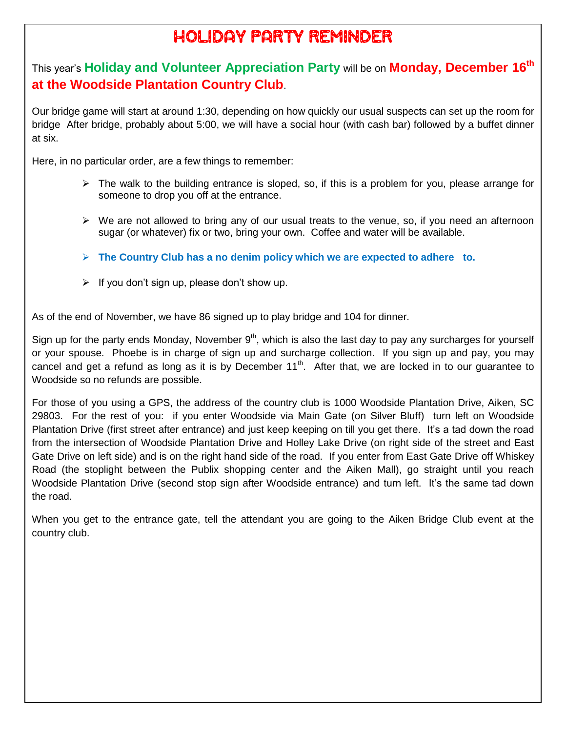# HOLIDAY PARTY REMINDER

This year's **Holiday and Volunteer Appreciation Party** will be on **Monday, December 16th at the Woodside Plantation Country Club**.

Our bridge game will start at around 1:30, depending on how quickly our usual suspects can set up the room for bridge After bridge, probably about 5:00, we will have a social hour (with cash bar) followed by a buffet dinner at six.

Here, in no particular order, are a few things to remember:

- The walk to the building entrance is sloped, so, if this is a problem for you, please arrange for someone to drop you off at the entrance.
- We are not allowed to bring any of our usual treats to the venue, so, if you need an afternoon sugar (or whatever) fix or two, bring your own. Coffee and water will be available.
- **The Country Club has a no denim policy which we are expected to adhere to.**
- If you don't sign up, please don't show up.

As of the end of November, we have 86 signed up to play bridge and 104 for dinner.

Sign up for the party ends Monday, November 9th, which is also the last day to pay any surcharges for yourself or your spouse. Phoebe is in charge of sign up and surcharge collection. If you sign up and pay, you may cancel and get a refund as long as it is by December 11th. After that, we are locked in to our guarantee to Woodside so no refunds are possible.

For those of you using a GPS, the address of the country club is 1000 Woodside Plantation Drive, Aiken, SC 29803. For the rest of you: if you enter Woodside via Main Gate (on Silver Bluff) turn left on Woodside Plantation Drive (first street after entrance) and just keep keeping on till you get there. It's a tad down the road from the intersection of Woodside Plantation Drive and Holley Lake Drive (on right side of the street and East Gate Drive on left side) and is on the right hand side of the road. If you enter from East Gate Drive off Whiskey Road (the stoplight between the Publix shopping center and the Aiken Mall), go straight until you reach Woodside Plantation Drive (second stop sign after Woodside entrance) and turn left. It's the same tad down the road.

When you get to the entrance gate, tell the attendant you are going to the Aiken Bridge Club event at the country club.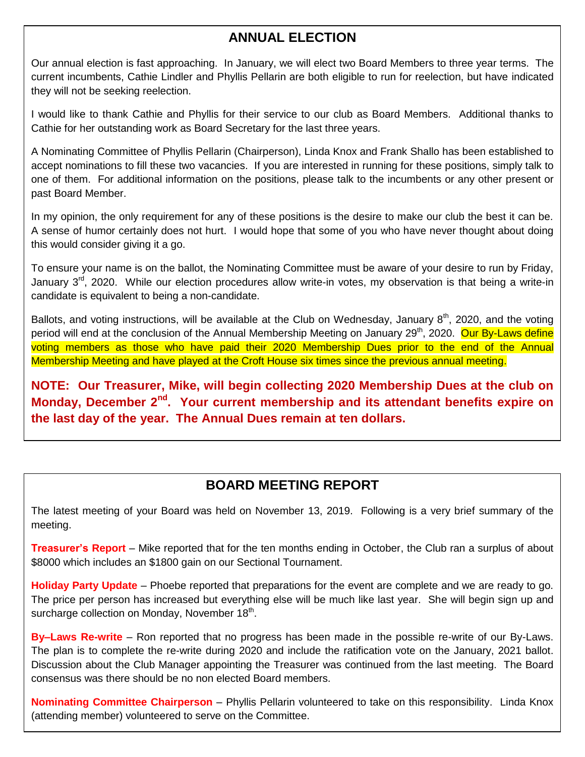## ANNUAL ELECTION

Our annual election is fast approaching. In January, we will elect two Board Members to three year terms. The current incumbents, Cathie Lindler and Phyllis Pellarin are both eligible to run for reelection, but have indicated they will not be seeking reelection.

I would like to thank Cathie and Phyllis for their service to our club as Board Members. Additional thanks to Cathie for her outstanding work as Board Secretary for the last three years.

A Nominating Committee of Phyllis Pellarin (Chairperson), Linda Knox and Frank Shallo has been established to accept nominations to fill these two vacancies. If you are interested in running for these positions, simply talk to one of them. For additional information on the positions, please talk to the incumbents or any other present or past Board Member.

In my opinion, the only requirement for any of these positions is the desire to make our club the best it can be. A sense of humor certainly does not hurt. I would hope that some of you who have never thought about doing this would consider giving it a go.

To ensure your name is on the ballot, the Nominating Committee must be aware of your desire to run by Friday, January 3rd, 2020. While our election procedures allow write-in votes, my observation is that being a write-in candidate is equivalent to being a non-candidate.

Ballots, and voting instructions, will be available at the Club on Wednesday, January 8th, 2020, and the voting period will end at the conclusion of the Annual Membership Meeting on January 29th, 2020. Our By-Laws define voting members as those who have paid their 2020 Membership Dues prior to the end of the Annual Membership Meeting and have played at the Croft House six times since the previous annual meeting.

**NOTE: Our Treasurer, Mike, will begin collecting 2020 Membership Dues at the club on Monday, December 2nd. Your current membership and its attendant benefits expire on the last day of the year. The Annual Dues remain at ten dollars.**

## BOARD MEETING REPORT

The latest meeting of your Board was held on November 13, 2019. Following is a very brief summary of the meeting.

**Treasurer's Report** – Mike reported that for the ten months ending in October, the Club ran a surplus of about $8000 which includes an $1800 gain on our Sectional Tournament.

**Holiday Party Update** – Phoebe reported that preparations for the event are complete and we are ready to go. The price per person has increased but everything else will be much like last year. She will begin sign up and surcharge collection on Monday, November 18th.

**By–Laws Re-write** – Ron reported that no progress has been made in the possible re-write of our By-Laws. The plan is to complete the re-write during 2020 and include the ratification vote on the January, 2021 ballot. Discussion about the Club Manager appointing the Treasurer was continued from the last meeting. The Board consensus was there should be no non elected Board members.

**Nominating Committee Chairperson** – Phyllis Pellarin volunteered to take on this responsibility. Linda Knox (attending member) volunteered to serve on the Committee.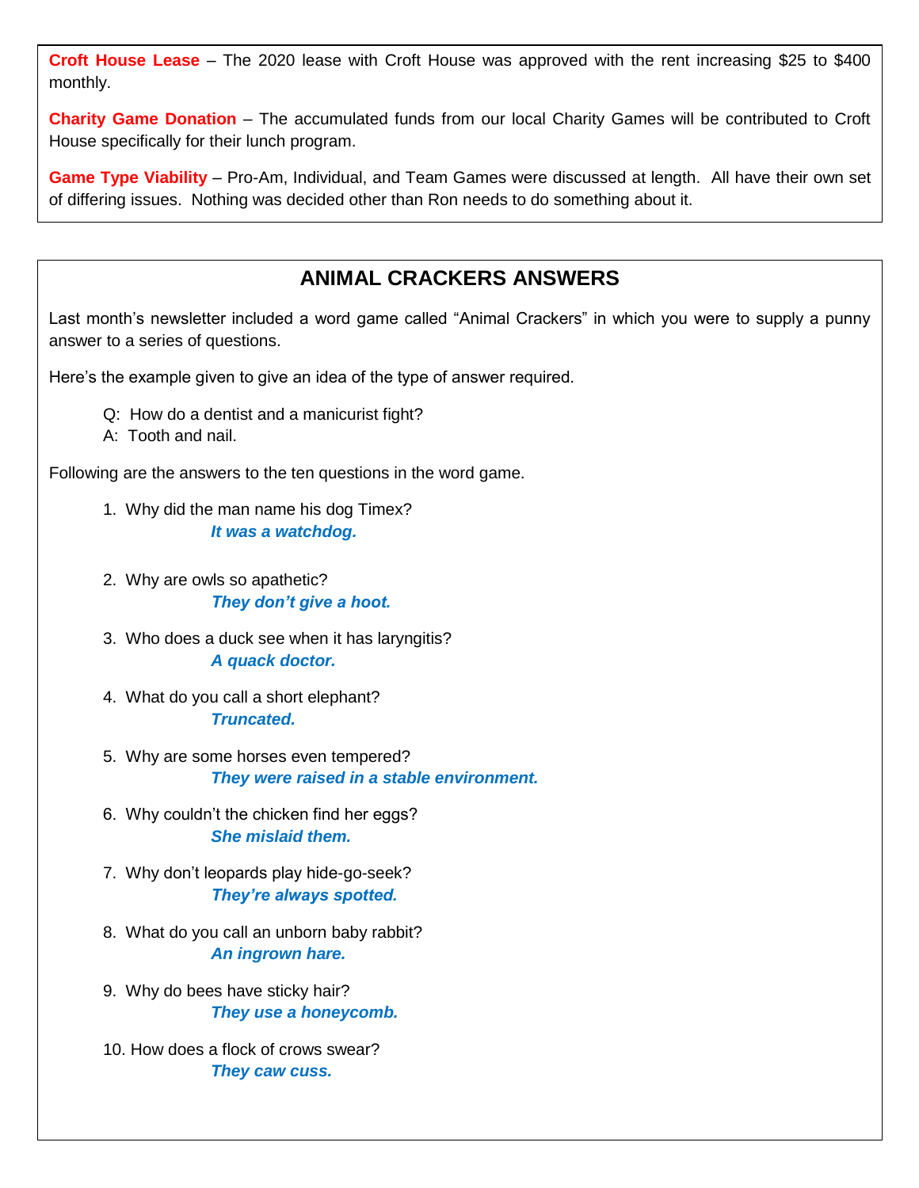**Croft House Lease** – The 2020 lease with Croft House was approved with the rent increasing $25 to $400 monthly.

**Charity Game Donation** – The accumulated funds from our local Charity Games will be contributed to Croft House specifically for their lunch program.

**Game Type Viability** – Pro-Am, Individual, and Team Games were discussed at length. All have their own set of differing issues. Nothing was decided other than Ron needs to do something about it.

## ANIMAL CRACKERS ANSWERS

Last month's newsletter included a word game called "Animal Crackers" in which you were to supply a punny answer to a series of questions.

Here's the example given to give an idea of the type of answer required.

Q: How do a dentist and a manicurist fight?
A: Tooth and nail.

Following are the answers to the ten questions in the word game.

1. Why did the man name his dog Timex?
   ***It was a watchdog.***

2. Why are owls so apathetic?
   ***They don't give a hoot.***

3. Who does a duck see when it has laryngitis?
   ***A quack doctor.***

4. What do you call a short elephant?
   ***Truncated.***

5. Why are some horses even tempered?
   ***They were raised in a stable environment.***

6. Why couldn't the chicken find her eggs?
   ***She mislaid them.***

7. Why don't leopards play hide-go-seek?
   ***They're always spotted.***

8. What do you call an unborn baby rabbit?
   ***An ingrown hare.***

9. Why do bees have sticky hair?
   ***They use a honeycomb.***

10. How does a flock of crows swear?
    ***They caw cuss.***